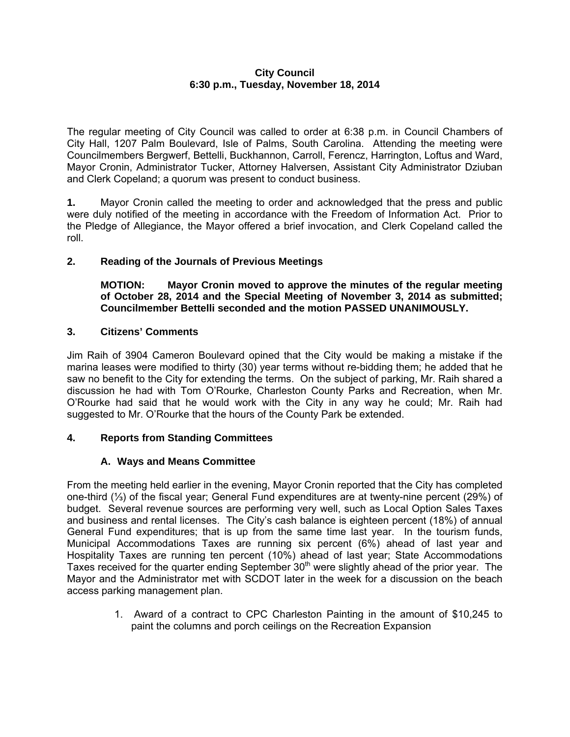**City Council**
**6:30 p.m., Tuesday, November 18, 2014**

The regular meeting of City Council was called to order at 6:38 p.m. in Council Chambers of City Hall, 1207 Palm Boulevard, Isle of Palms, South Carolina. Attending the meeting were Councilmembers Bergwerf, Bettelli, Buckhannon, Carroll, Ferencz, Harrington, Loftus and Ward, Mayor Cronin, Administrator Tucker, Attorney Halversen, Assistant City Administrator Dziuban and Clerk Copeland; a quorum was present to conduct business.

**1.** Mayor Cronin called the meeting to order and acknowledged that the press and public were duly notified of the meeting in accordance with the Freedom of Information Act. Prior to the Pledge of Allegiance, the Mayor offered a brief invocation, and Clerk Copeland called the roll.

**2. Reading of the Journals of Previous Meetings**

**MOTION: Mayor Cronin moved to approve the minutes of the regular meeting of October 28, 2014 and the Special Meeting of November 3, 2014 as submitted; Councilmember Bettelli seconded and the motion PASSED UNANIMOUSLY.**

**3. Citizens' Comments**

Jim Raih of 3904 Cameron Boulevard opined that the City would be making a mistake if the marina leases were modified to thirty (30) year terms without re-bidding them; he added that he saw no benefit to the City for extending the terms. On the subject of parking, Mr. Raih shared a discussion he had with Tom O'Rourke, Charleston County Parks and Recreation, when Mr. O'Rourke had said that he would work with the City in any way he could; Mr. Raih had suggested to Mr. O'Rourke that the hours of the County Park be extended.

**4. Reports from Standing Committees**

**A. Ways and Means Committee**

From the meeting held earlier in the evening, Mayor Cronin reported that the City has completed one-third (⅓) of the fiscal year; General Fund expenditures are at twenty-nine percent (29%) of budget. Several revenue sources are performing very well, such as Local Option Sales Taxes and business and rental licenses. The City's cash balance is eighteen percent (18%) of annual General Fund expenditures; that is up from the same time last year. In the tourism funds, Municipal Accommodations Taxes are running six percent (6%) ahead of last year and Hospitality Taxes are running ten percent (10%) ahead of last year; State Accommodations Taxes received for the quarter ending September 30th were slightly ahead of the prior year. The Mayor and the Administrator met with SCDOT later in the week for a discussion on the beach access parking management plan.

1. Award of a contract to CPC Charleston Painting in the amount of $10,245 to paint the columns and porch ceilings on the Recreation Expansion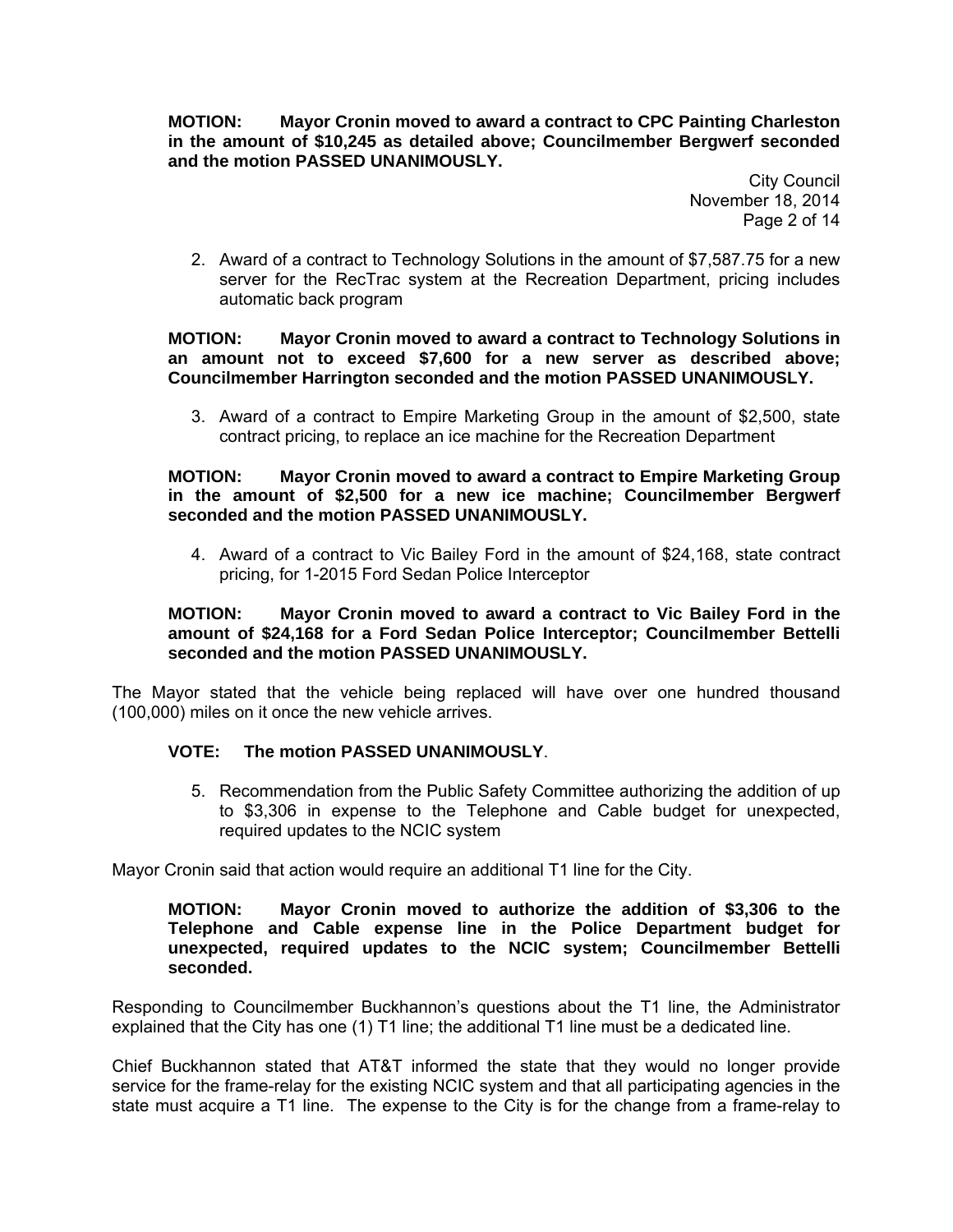**MOTION: Mayor Cronin moved to award a contract to CPC Painting Charleston in the amount of $10,245 as detailed above; Councilmember Bergwerf seconded and the motion PASSED UNANIMOUSLY.**

2. Award of a contract to Technology Solutions in the amount of $7,587.75 for a new server for the RecTrac system at the Recreation Department, pricing includes automatic back program

**MOTION: Mayor Cronin moved to award a contract to Technology Solutions in an amount not to exceed $7,600 for a new server as described above; Councilmember Harrington seconded and the motion PASSED UNANIMOUSLY.**

3. Award of a contract to Empire Marketing Group in the amount of $2,500, state contract pricing, to replace an ice machine for the Recreation Department

**MOTION: Mayor Cronin moved to award a contract to Empire Marketing Group in the amount of $2,500 for a new ice machine; Councilmember Bergwerf seconded and the motion PASSED UNANIMOUSLY.**

4. Award of a contract to Vic Bailey Ford in the amount of $24,168, state contract pricing, for 1-2015 Ford Sedan Police Interceptor

**MOTION: Mayor Cronin moved to award a contract to Vic Bailey Ford in the amount of $24,168 for a Ford Sedan Police Interceptor; Councilmember Bettelli seconded and the motion PASSED UNANIMOUSLY.**

The Mayor stated that the vehicle being replaced will have over one hundred thousand (100,000) miles on it once the new vehicle arrives.

**VOTE: The motion PASSED UNANIMOUSLY**.

5. Recommendation from the Public Safety Committee authorizing the addition of up to $3,306 in expense to the Telephone and Cable budget for unexpected, required updates to the NCIC system

Mayor Cronin said that action would require an additional T1 line for the City.

**MOTION: Mayor Cronin moved to authorize the addition of $3,306 to the Telephone and Cable expense line in the Police Department budget for unexpected, required updates to the NCIC system; Councilmember Bettelli seconded.**

Responding to Councilmember Buckhannon's questions about the T1 line, the Administrator explained that the City has one (1) T1 line; the additional T1 line must be a dedicated line.

Chief Buckhannon stated that AT&T informed the state that they would no longer provide service for the frame-relay for the existing NCIC system and that all participating agencies in the state must acquire a T1 line. The expense to the City is for the change from a frame-relay to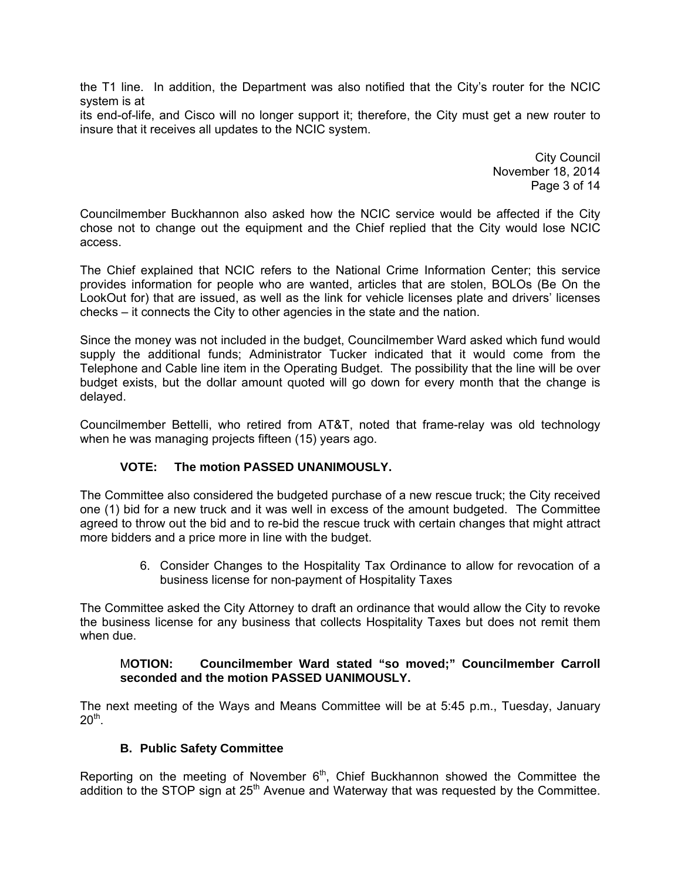the T1 line. In addition, the Department was also notified that the City's router for the NCIC system is at its end-of-life, and Cisco will no longer support it; therefore, the City must get a new router to insure that it receives all updates to the NCIC system.

Councilmember Buckhannon also asked how the NCIC service would be affected if the City chose not to change out the equipment and the Chief replied that the City would lose NCIC access.

The Chief explained that NCIC refers to the National Crime Information Center; this service provides information for people who are wanted, articles that are stolen, BOLOs (Be On the LookOut for) that are issued, as well as the link for vehicle licenses plate and drivers' licenses checks – it connects the City to other agencies in the state and the nation.

Since the money was not included in the budget, Councilmember Ward asked which fund would supply the additional funds; Administrator Tucker indicated that it would come from the Telephone and Cable line item in the Operating Budget. The possibility that the line will be over budget exists, but the dollar amount quoted will go down for every month that the change is delayed.

Councilmember Bettelli, who retired from AT&T, noted that frame-relay was old technology when he was managing projects fifteen (15) years ago.

**VOTE: The motion PASSED UNANIMOUSLY.**

The Committee also considered the budgeted purchase of a new rescue truck; the City received one (1) bid for a new truck and it was well in excess of the amount budgeted. The Committee agreed to throw out the bid and to re-bid the rescue truck with certain changes that might attract more bidders and a price more in line with the budget.

6. Consider Changes to the Hospitality Tax Ordinance to allow for revocation of a business license for non-payment of Hospitality Taxes

The Committee asked the City Attorney to draft an ordinance that would allow the City to revoke the business license for any business that collects Hospitality Taxes but does not remit them when due.

M**OTION: Councilmember Ward stated "so moved;" Councilmember Carroll seconded and the motion PASSED UANIMOUSLY.**

The next meeting of the Ways and Means Committee will be at 5:45 p.m., Tuesday, January 20th.

### B. Public Safety Committee

Reporting on the meeting of November 6th, Chief Buckhannon showed the Committee the addition to the STOP sign at 25th Avenue and Waterway that was requested by the Committee.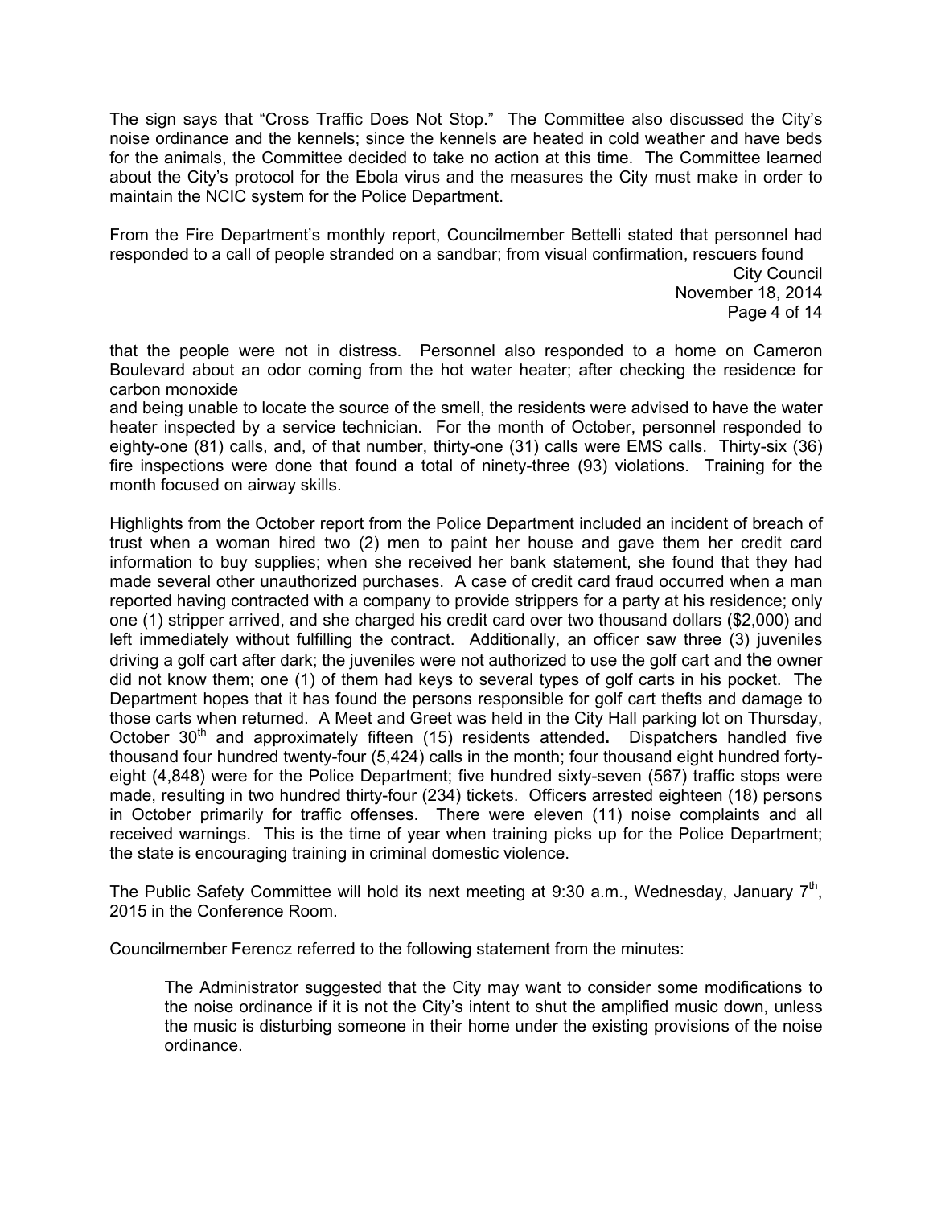The sign says that "Cross Traffic Does Not Stop." The Committee also discussed the City's noise ordinance and the kennels; since the kennels are heated in cold weather and have beds for the animals, the Committee decided to take no action at this time. The Committee learned about the City's protocol for the Ebola virus and the measures the City must make in order to maintain the NCIC system for the Police Department.

From the Fire Department's monthly report, Councilmember Bettelli stated that personnel had responded to a call of people stranded on a sandbar; from visual confirmation, rescuers found that the people were not in distress. Personnel also responded to a home on Cameron Boulevard about an odor coming from the hot water heater; after checking the residence for carbon monoxide and being unable to locate the source of the smell, the residents were advised to have the water heater inspected by a service technician. For the month of October, personnel responded to eighty-one (81) calls, and, of that number, thirty-one (31) calls were EMS calls. Thirty-six (36) fire inspections were done that found a total of ninety-three (93) violations. Training for the month focused on airway skills.

Highlights from the October report from the Police Department included an incident of breach of trust when a woman hired two (2) men to paint her house and gave them her credit card information to buy supplies; when she received her bank statement, she found that they had made several other unauthorized purchases. A case of credit card fraud occurred when a man reported having contracted with a company to provide strippers for a party at his residence; only one (1) stripper arrived, and she charged his credit card over two thousand dollars ($2,000) and left immediately without fulfilling the contract. Additionally, an officer saw three (3) juveniles driving a golf cart after dark; the juveniles were not authorized to use the golf cart and the owner did not know them; one (1) of them had keys to several types of golf carts in his pocket. The Department hopes that it has found the persons responsible for golf cart thefts and damage to those carts when returned. A Meet and Greet was held in the City Hall parking lot on Thursday, October 30th and approximately fifteen (15) residents attended**.** Dispatchers handled five thousand four hundred twenty-four (5,424) calls in the month; four thousand eight hundred forty-eight (4,848) were for the Police Department; five hundred sixty-seven (567) traffic stops were made, resulting in two hundred thirty-four (234) tickets. Officers arrested eighteen (18) persons in October primarily for traffic offenses. There were eleven (11) noise complaints and all received warnings. This is the time of year when training picks up for the Police Department; the state is encouraging training in criminal domestic violence.

The Public Safety Committee will hold its next meeting at 9:30 a.m., Wednesday, January 7th, 2015 in the Conference Room.

Councilmember Ferencz referred to the following statement from the minutes:

> The Administrator suggested that the City may want to consider some modifications to the noise ordinance if it is not the City's intent to shut the amplified music down, unless the music is disturbing someone in their home under the existing provisions of the noise ordinance.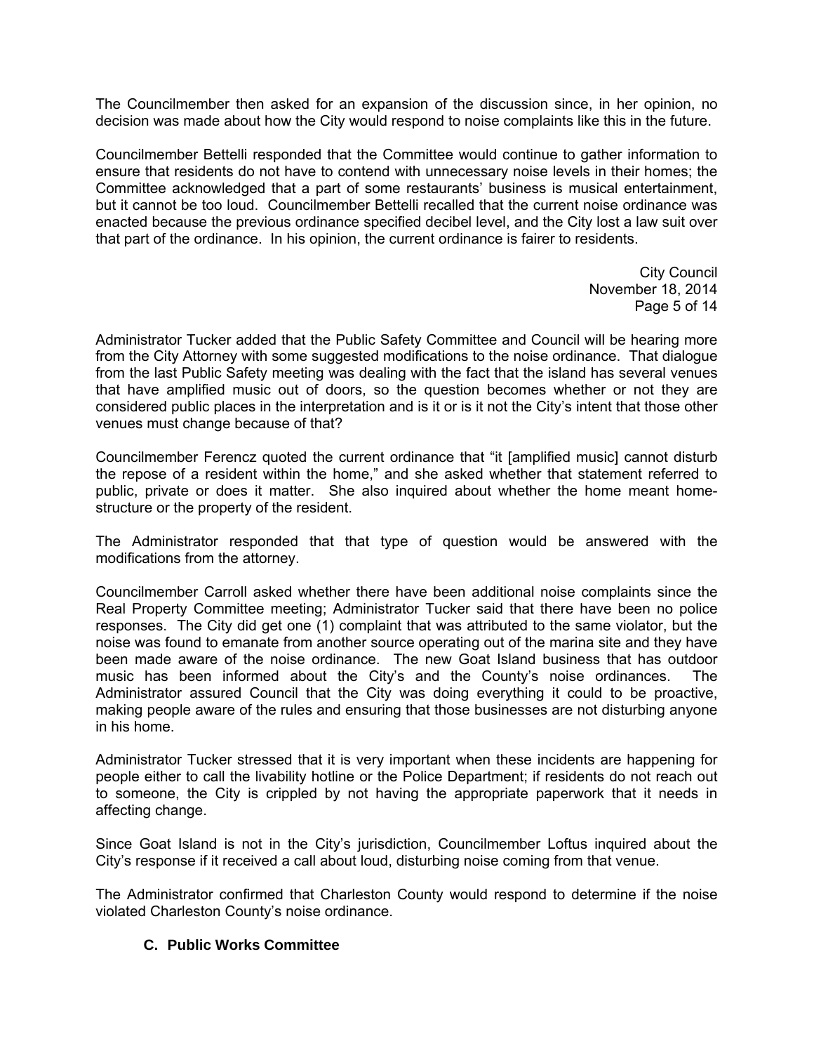The Councilmember then asked for an expansion of the discussion since, in her opinion, no decision was made about how the City would respond to noise complaints like this in the future.

Councilmember Bettelli responded that the Committee would continue to gather information to ensure that residents do not have to contend with unnecessary noise levels in their homes; the Committee acknowledged that a part of some restaurants' business is musical entertainment, but it cannot be too loud. Councilmember Bettelli recalled that the current noise ordinance was enacted because the previous ordinance specified decibel level, and the City lost a law suit over that part of the ordinance. In his opinion, the current ordinance is fairer to residents.

Administrator Tucker added that the Public Safety Committee and Council will be hearing more from the City Attorney with some suggested modifications to the noise ordinance. That dialogue from the last Public Safety meeting was dealing with the fact that the island has several venues that have amplified music out of doors, so the question becomes whether or not they are considered public places in the interpretation and is it or is it not the City's intent that those other venues must change because of that?

Councilmember Ferencz quoted the current ordinance that "it [amplified music] cannot disturb the repose of a resident within the home," and she asked whether that statement referred to public, private or does it matter. She also inquired about whether the home meant home-structure or the property of the resident.

The Administrator responded that that type of question would be answered with the modifications from the attorney.

Councilmember Carroll asked whether there have been additional noise complaints since the Real Property Committee meeting; Administrator Tucker said that there have been no police responses. The City did get one (1) complaint that was attributed to the same violator, but the noise was found to emanate from another source operating out of the marina site and they have been made aware of the noise ordinance. The new Goat Island business that has outdoor music has been informed about the City's and the County's noise ordinances. The Administrator assured Council that the City was doing everything it could to be proactive, making people aware of the rules and ensuring that those businesses are not disturbing anyone in his home.

Administrator Tucker stressed that it is very important when these incidents are happening for people either to call the livability hotline or the Police Department; if residents do not reach out to someone, the City is crippled by not having the appropriate paperwork that it needs in affecting change.

Since Goat Island is not in the City's jurisdiction, Councilmember Loftus inquired about the City's response if it received a call about loud, disturbing noise coming from that venue.

The Administrator confirmed that Charleston County would respond to determine if the noise violated Charleston County's noise ordinance.

**C. Public Works Committee**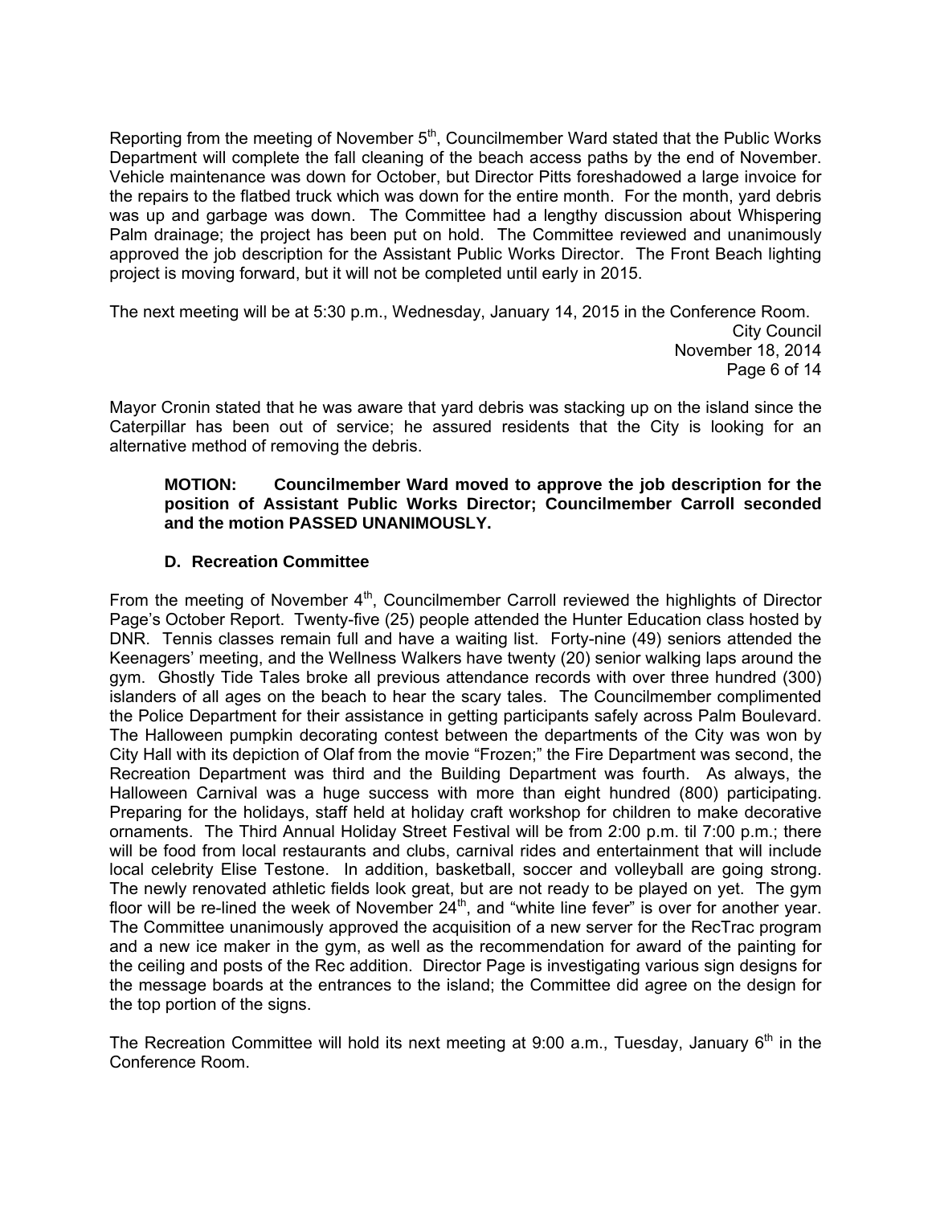Reporting from the meeting of November 5th, Councilmember Ward stated that the Public Works Department will complete the fall cleaning of the beach access paths by the end of November. Vehicle maintenance was down for October, but Director Pitts foreshadowed a large invoice for the repairs to the flatbed truck which was down for the entire month. For the month, yard debris was up and garbage was down. The Committee had a lengthy discussion about Whispering Palm drainage; the project has been put on hold. The Committee reviewed and unanimously approved the job description for the Assistant Public Works Director. The Front Beach lighting project is moving forward, but it will not be completed until early in 2015.

The next meeting will be at 5:30 p.m., Wednesday, January 14, 2015 in the Conference Room.

Mayor Cronin stated that he was aware that yard debris was stacking up on the island since the Caterpillar has been out of service; he assured residents that the City is looking for an alternative method of removing the debris.

> **MOTION: Councilmember Ward moved to approve the job description for the position of Assistant Public Works Director; Councilmember Carroll seconded and the motion PASSED UNANIMOUSLY.**

### D. Recreation Committee

From the meeting of November 4th, Councilmember Carroll reviewed the highlights of Director Page's October Report. Twenty-five (25) people attended the Hunter Education class hosted by DNR. Tennis classes remain full and have a waiting list. Forty-nine (49) seniors attended the Keenagers' meeting, and the Wellness Walkers have twenty (20) senior walking laps around the gym. Ghostly Tide Tales broke all previous attendance records with over three hundred (300) islanders of all ages on the beach to hear the scary tales. The Councilmember complimented the Police Department for their assistance in getting participants safely across Palm Boulevard. The Halloween pumpkin decorating contest between the departments of the City was won by City Hall with its depiction of Olaf from the movie "Frozen;" the Fire Department was second, the Recreation Department was third and the Building Department was fourth. As always, the Halloween Carnival was a huge success with more than eight hundred (800) participating. Preparing for the holidays, staff held at holiday craft workshop for children to make decorative ornaments. The Third Annual Holiday Street Festival will be from 2:00 p.m. til 7:00 p.m.; there will be food from local restaurants and clubs, carnival rides and entertainment that will include local celebrity Elise Testone. In addition, basketball, soccer and volleyball are going strong. The newly renovated athletic fields look great, but are not ready to be played on yet. The gym floor will be re-lined the week of November 24th, and "white line fever" is over for another year. The Committee unanimously approved the acquisition of a new server for the RecTrac program and a new ice maker in the gym, as well as the recommendation for award of the painting for the ceiling and posts of the Rec addition. Director Page is investigating various sign designs for the message boards at the entrances to the island; the Committee did agree on the design for the top portion of the signs.

The Recreation Committee will hold its next meeting at 9:00 a.m., Tuesday, January 6th in the Conference Room.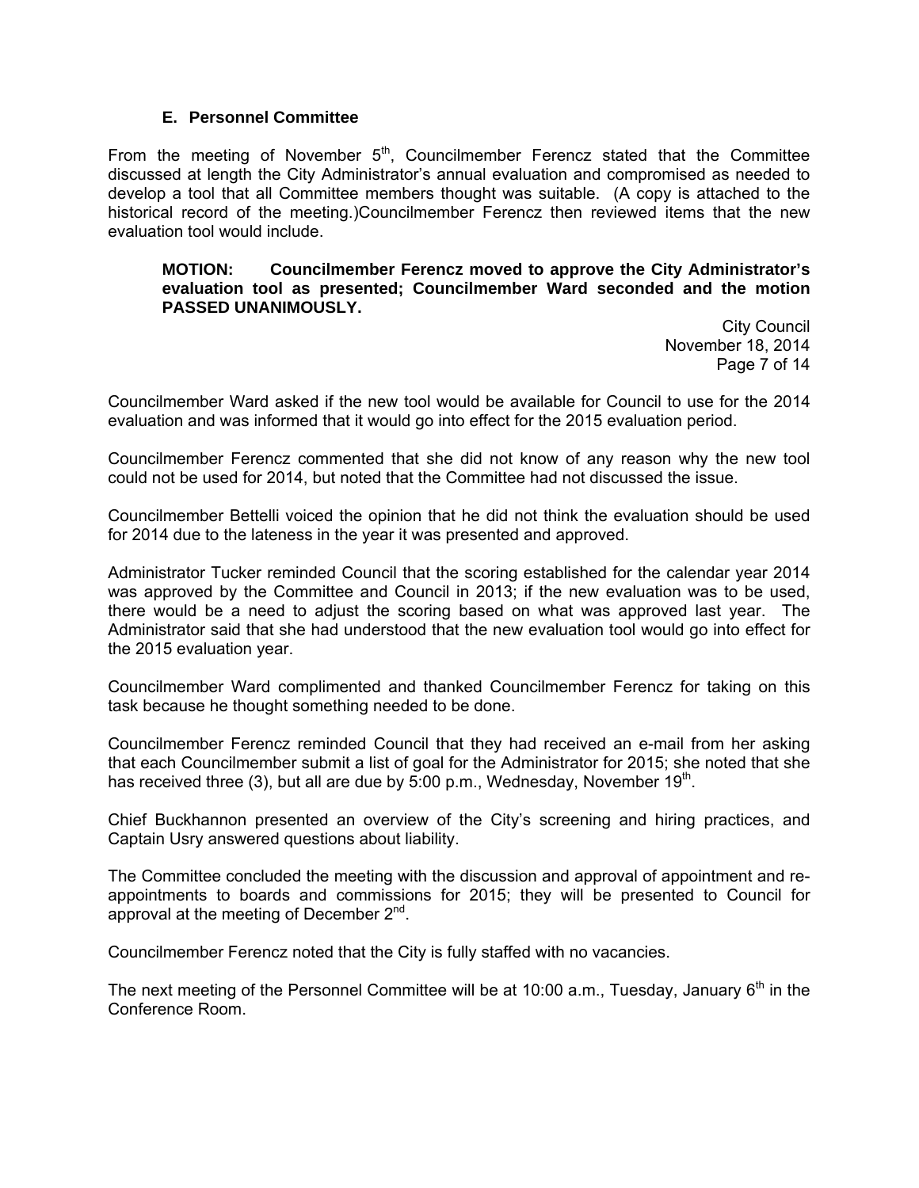### E. Personnel Committee

From the meeting of November 5th, Councilmember Ferencz stated that the Committee discussed at length the City Administrator's annual evaluation and compromised as needed to develop a tool that all Committee members thought was suitable. (A copy is attached to the historical record of the meeting.)Councilmember Ferencz then reviewed items that the new evaluation tool would include.

**MOTION: Councilmember Ferencz moved to approve the City Administrator's evaluation tool as presented; Councilmember Ward seconded and the motion PASSED UNANIMOUSLY.**

Councilmember Ward asked if the new tool would be available for Council to use for the 2014 evaluation and was informed that it would go into effect for the 2015 evaluation period.

Councilmember Ferencz commented that she did not know of any reason why the new tool could not be used for 2014, but noted that the Committee had not discussed the issue.

Councilmember Bettelli voiced the opinion that he did not think the evaluation should be used for 2014 due to the lateness in the year it was presented and approved.

Administrator Tucker reminded Council that the scoring established for the calendar year 2014 was approved by the Committee and Council in 2013; if the new evaluation was to be used, there would be a need to adjust the scoring based on what was approved last year. The Administrator said that she had understood that the new evaluation tool would go into effect for the 2015 evaluation year.

Councilmember Ward complimented and thanked Councilmember Ferencz for taking on this task because he thought something needed to be done.

Councilmember Ferencz reminded Council that they had received an e-mail from her asking that each Councilmember submit a list of goal for the Administrator for 2015; she noted that she has received three (3), but all are due by 5:00 p.m., Wednesday, November 19th.

Chief Buckhannon presented an overview of the City's screening and hiring practices, and Captain Usry answered questions about liability.

The Committee concluded the meeting with the discussion and approval of appointment and re-appointments to boards and commissions for 2015; they will be presented to Council for approval at the meeting of December 2nd.

Councilmember Ferencz noted that the City is fully staffed with no vacancies.

The next meeting of the Personnel Committee will be at 10:00 a.m., Tuesday, January 6th in the Conference Room.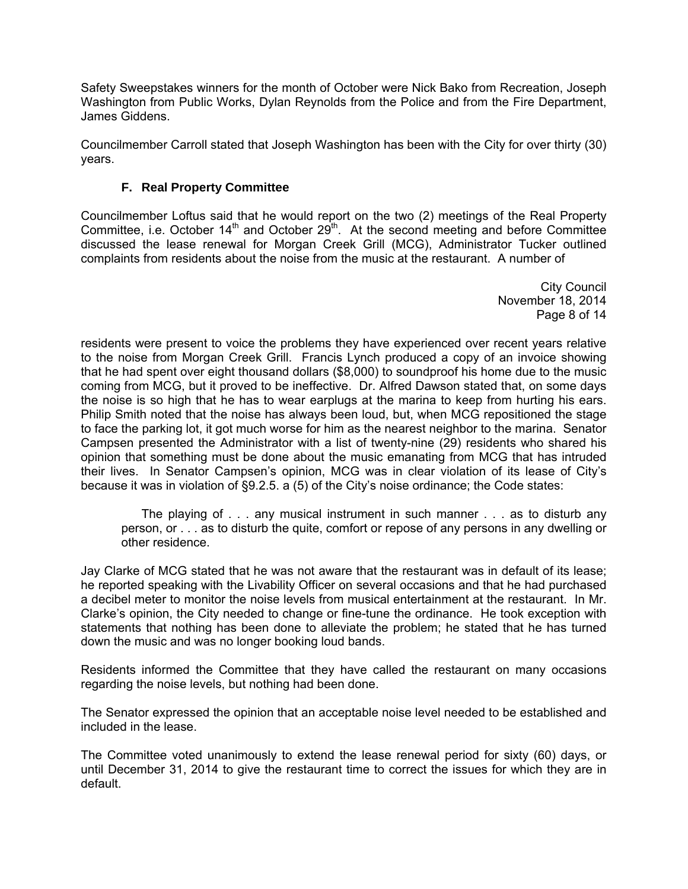Safety Sweepstakes winners for the month of October were Nick Bako from Recreation, Joseph Washington from Public Works, Dylan Reynolds from the Police and from the Fire Department, James Giddens.

Councilmember Carroll stated that Joseph Washington has been with the City for over thirty (30) years.

### F. Real Property Committee

Councilmember Loftus said that he would report on the two (2) meetings of the Real Property Committee, i.e. October 14th and October 29th. At the second meeting and before Committee discussed the lease renewal for Morgan Creek Grill (MCG), Administrator Tucker outlined complaints from residents about the noise from the music at the restaurant. A number of residents were present to voice the problems they have experienced over recent years relative to the noise from Morgan Creek Grill. Francis Lynch produced a copy of an invoice showing that he had spent over eight thousand dollars ($8,000) to soundproof his home due to the music coming from MCG, but it proved to be ineffective. Dr. Alfred Dawson stated that, on some days the noise is so high that he has to wear earplugs at the marina to keep from hurting his ears. Philip Smith noted that the noise has always been loud, but, when MCG repositioned the stage to face the parking lot, it got much worse for him as the nearest neighbor to the marina. Senator Campsen presented the Administrator with a list of twenty-nine (29) residents who shared his opinion that something must be done about the music emanating from MCG that has intruded their lives. In Senator Campsen's opinion, MCG was in clear violation of its lease of City's because it was in violation of §9.2.5. a (5) of the City's noise ordinance; the Code states:

> The playing of . . . any musical instrument in such manner . . . as to disturb any person, or . . . as to disturb the quite, comfort or repose of any persons in any dwelling or other residence.

Jay Clarke of MCG stated that he was not aware that the restaurant was in default of its lease; he reported speaking with the Livability Officer on several occasions and that he had purchased a decibel meter to monitor the noise levels from musical entertainment at the restaurant. In Mr. Clarke's opinion, the City needed to change or fine-tune the ordinance. He took exception with statements that nothing has been done to alleviate the problem; he stated that he has turned down the music and was no longer booking loud bands.

Residents informed the Committee that they have called the restaurant on many occasions regarding the noise levels, but nothing had been done.

The Senator expressed the opinion that an acceptable noise level needed to be established and included in the lease.

The Committee voted unanimously to extend the lease renewal period for sixty (60) days, or until December 31, 2014 to give the restaurant time to correct the issues for which they are in default.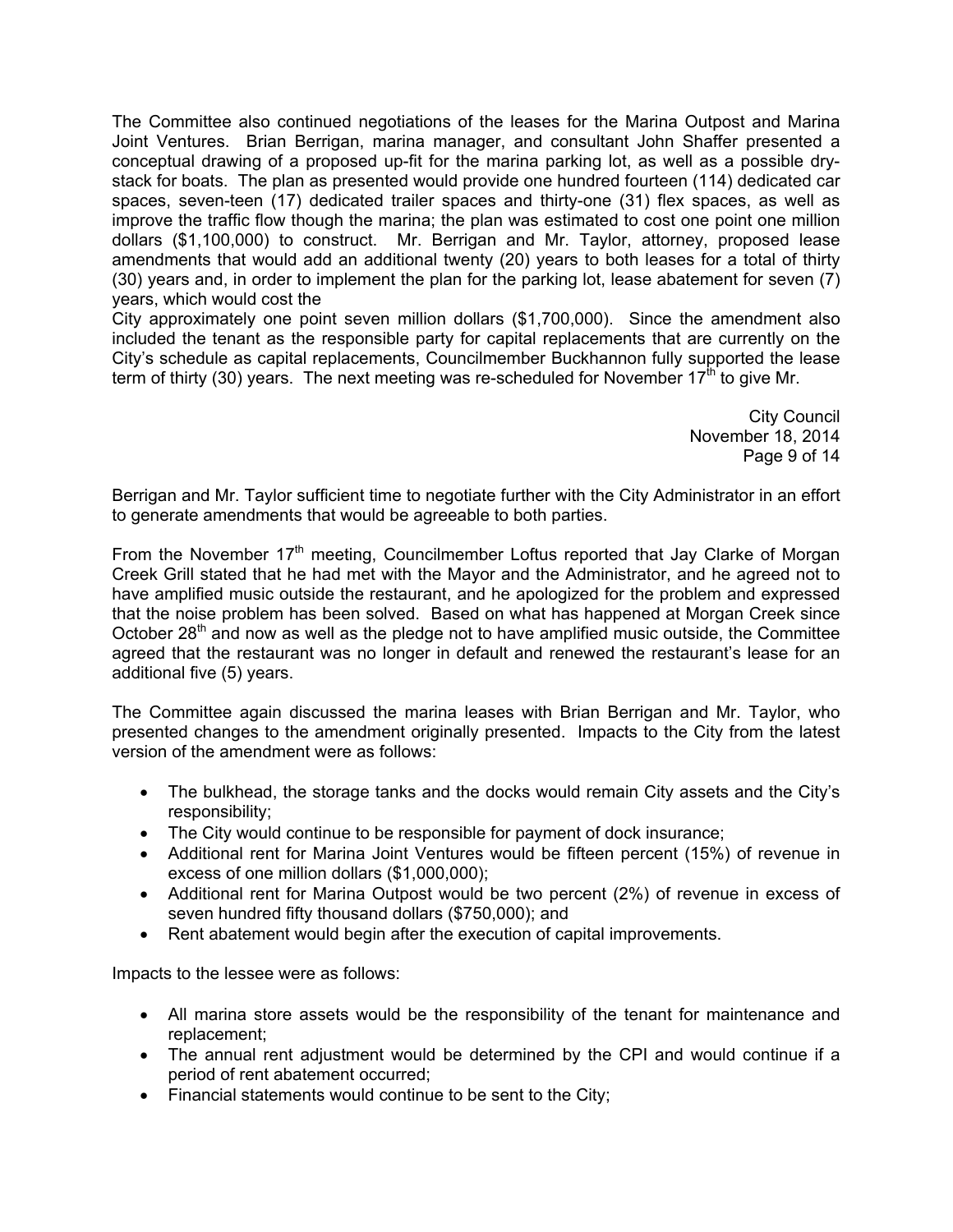The Committee also continued negotiations of the leases for the Marina Outpost and Marina Joint Ventures. Brian Berrigan, marina manager, and consultant John Shaffer presented a conceptual drawing of a proposed up-fit for the marina parking lot, as well as a possible dry-stack for boats. The plan as presented would provide one hundred fourteen (114) dedicated car spaces, seven-teen (17) dedicated trailer spaces and thirty-one (31) flex spaces, as well as improve the traffic flow though the marina; the plan was estimated to cost one point one million dollars ($1,100,000) to construct. Mr. Berrigan and Mr. Taylor, attorney, proposed lease amendments that would add an additional twenty (20) years to both leases for a total of thirty (30) years and, in order to implement the plan for the parking lot, lease abatement for seven (7) years, which would cost the City approximately one point seven million dollars ($1,700,000). Since the amendment also included the tenant as the responsible party for capital replacements that are currently on the City's schedule as capital replacements, Councilmember Buckhannon fully supported the lease term of thirty (30) years. The next meeting was re-scheduled for November 17th to give Mr. Berrigan and Mr. Taylor sufficient time to negotiate further with the City Administrator in an effort to generate amendments that would be agreeable to both parties.

From the November 17th meeting, Councilmember Loftus reported that Jay Clarke of Morgan Creek Grill stated that he had met with the Mayor and the Administrator, and he agreed not to have amplified music outside the restaurant, and he apologized for the problem and expressed that the noise problem has been solved. Based on what has happened at Morgan Creek since October 28th and now as well as the pledge not to have amplified music outside, the Committee agreed that the restaurant was no longer in default and renewed the restaurant's lease for an additional five (5) years.

The Committee again discussed the marina leases with Brian Berrigan and Mr. Taylor, who presented changes to the amendment originally presented. Impacts to the City from the latest version of the amendment were as follows:

- The bulkhead, the storage tanks and the docks would remain City assets and the City's responsibility;
- The City would continue to be responsible for payment of dock insurance;
- Additional rent for Marina Joint Ventures would be fifteen percent (15%) of revenue in excess of one million dollars ($1,000,000);
- Additional rent for Marina Outpost would be two percent (2%) of revenue in excess of seven hundred fifty thousand dollars ($750,000); and
- Rent abatement would begin after the execution of capital improvements.

Impacts to the lessee were as follows:

- All marina store assets would be the responsibility of the tenant for maintenance and replacement;
- The annual rent adjustment would be determined by the CPI and would continue if a period of rent abatement occurred;
- Financial statements would continue to be sent to the City;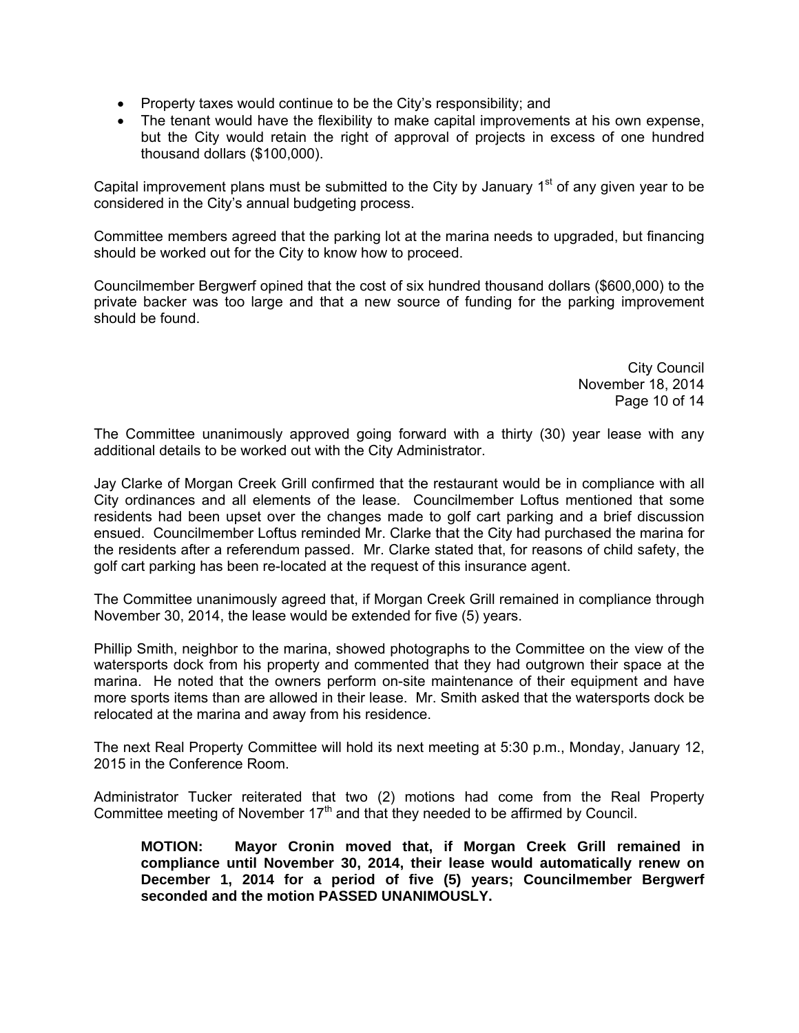- Property taxes would continue to be the City's responsibility; and
- The tenant would have the flexibility to make capital improvements at his own expense, but the City would retain the right of approval of projects in excess of one hundred thousand dollars ($100,000).

Capital improvement plans must be submitted to the City by January 1st of any given year to be considered in the City's annual budgeting process.

Committee members agreed that the parking lot at the marina needs to upgraded, but financing should be worked out for the City to know how to proceed.

Councilmember Bergwerf opined that the cost of six hundred thousand dollars ($600,000) to the private backer was too large and that a new source of funding for the parking improvement should be found.

The Committee unanimously approved going forward with a thirty (30) year lease with any additional details to be worked out with the City Administrator.

Jay Clarke of Morgan Creek Grill confirmed that the restaurant would be in compliance with all City ordinances and all elements of the lease. Councilmember Loftus mentioned that some residents had been upset over the changes made to golf cart parking and a brief discussion ensued. Councilmember Loftus reminded Mr. Clarke that the City had purchased the marina for the residents after a referendum passed. Mr. Clarke stated that, for reasons of child safety, the golf cart parking has been re-located at the request of this insurance agent.

The Committee unanimously agreed that, if Morgan Creek Grill remained in compliance through November 30, 2014, the lease would be extended for five (5) years.

Phillip Smith, neighbor to the marina, showed photographs to the Committee on the view of the watersports dock from his property and commented that they had outgrown their space at the marina. He noted that the owners perform on-site maintenance of their equipment and have more sports items than are allowed in their lease. Mr. Smith asked that the watersports dock be relocated at the marina and away from his residence.

The next Real Property Committee will hold its next meeting at 5:30 p.m., Monday, January 12, 2015 in the Conference Room.

Administrator Tucker reiterated that two (2) motions had come from the Real Property Committee meeting of November 17th and that they needed to be affirmed by Council.

> **MOTION: Mayor Cronin moved that, if Morgan Creek Grill remained in compliance until November 30, 2014, their lease would automatically renew on December 1, 2014 for a period of five (5) years; Councilmember Bergwerf seconded and the motion PASSED UNANIMOUSLY.**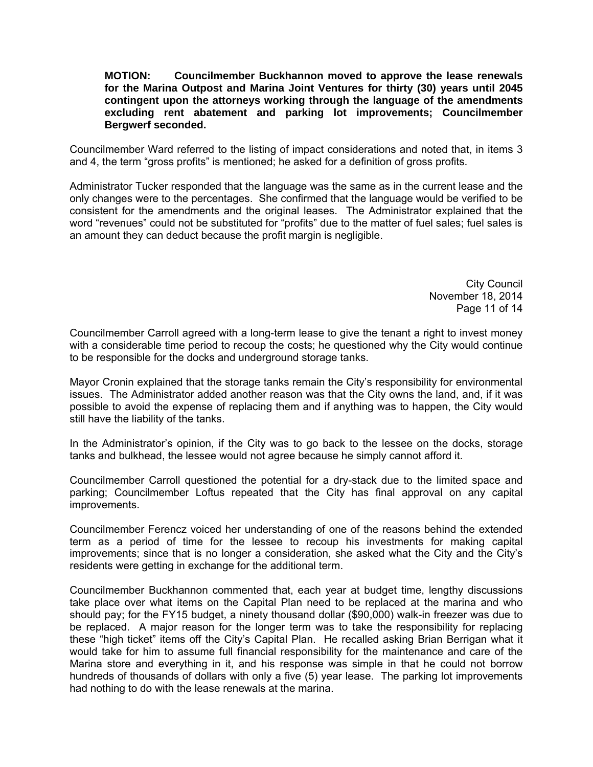**MOTION: Councilmember Buckhannon moved to approve the lease renewals for the Marina Outpost and Marina Joint Ventures for thirty (30) years until 2045 contingent upon the attorneys working through the language of the amendments excluding rent abatement and parking lot improvements; Councilmember Bergwerf seconded.**

Councilmember Ward referred to the listing of impact considerations and noted that, in items 3 and 4, the term "gross profits" is mentioned; he asked for a definition of gross profits.

Administrator Tucker responded that the language was the same as in the current lease and the only changes were to the percentages. She confirmed that the language would be verified to be consistent for the amendments and the original leases. The Administrator explained that the word "revenues" could not be substituted for "profits" due to the matter of fuel sales; fuel sales is an amount they can deduct because the profit margin is negligible.

Councilmember Carroll agreed with a long-term lease to give the tenant a right to invest money with a considerable time period to recoup the costs; he questioned why the City would continue to be responsible for the docks and underground storage tanks.

Mayor Cronin explained that the storage tanks remain the City's responsibility for environmental issues. The Administrator added another reason was that the City owns the land, and, if it was possible to avoid the expense of replacing them and if anything was to happen, the City would still have the liability of the tanks.

In the Administrator's opinion, if the City was to go back to the lessee on the docks, storage tanks and bulkhead, the lessee would not agree because he simply cannot afford it.

Councilmember Carroll questioned the potential for a dry-stack due to the limited space and parking; Councilmember Loftus repeated that the City has final approval on any capital improvements.

Councilmember Ferencz voiced her understanding of one of the reasons behind the extended term as a period of time for the lessee to recoup his investments for making capital improvements; since that is no longer a consideration, she asked what the City and the City's residents were getting in exchange for the additional term.

Councilmember Buckhannon commented that, each year at budget time, lengthy discussions take place over what items on the Capital Plan need to be replaced at the marina and who should pay; for the FY15 budget, a ninety thousand dollar ($90,000) walk-in freezer was due to be replaced. A major reason for the longer term was to take the responsibility for replacing these "high ticket" items off the City's Capital Plan. He recalled asking Brian Berrigan what it would take for him to assume full financial responsibility for the maintenance and care of the Marina store and everything in it, and his response was simple in that he could not borrow hundreds of thousands of dollars with only a five (5) year lease. The parking lot improvements had nothing to do with the lease renewals at the marina.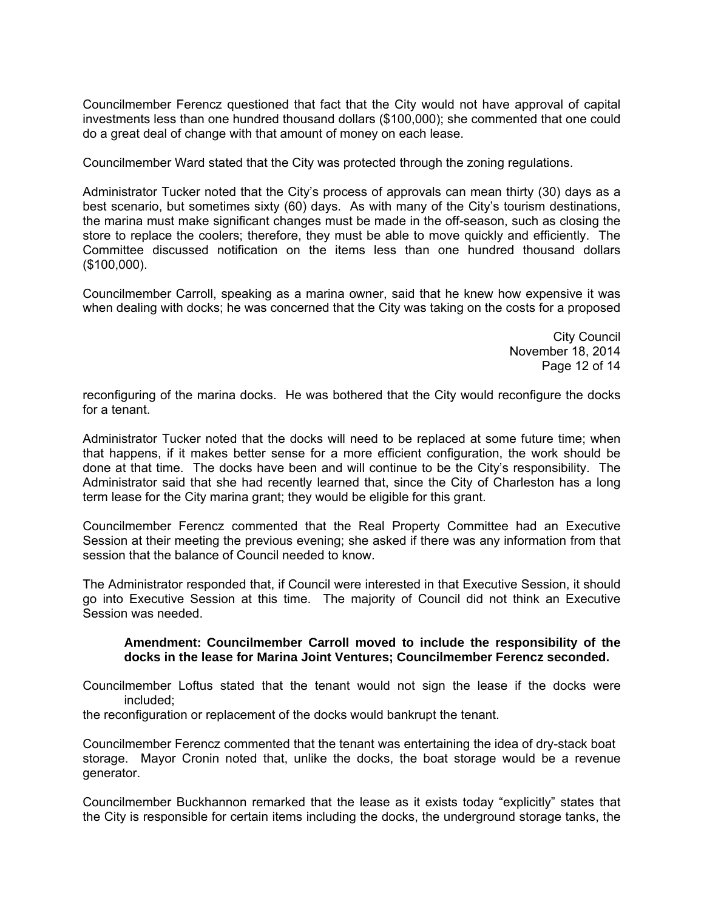Councilmember Ferencz questioned that fact that the City would not have approval of capital investments less than one hundred thousand dollars ($100,000); she commented that one could do a great deal of change with that amount of money on each lease.

Councilmember Ward stated that the City was protected through the zoning regulations.

Administrator Tucker noted that the City's process of approvals can mean thirty (30) days as a best scenario, but sometimes sixty (60) days. As with many of the City's tourism destinations, the marina must make significant changes must be made in the off-season, such as closing the store to replace the coolers; therefore, they must be able to move quickly and efficiently. The Committee discussed notification on the items less than one hundred thousand dollars ($100,000).

Councilmember Carroll, speaking as a marina owner, said that he knew how expensive it was when dealing with docks; he was concerned that the City was taking on the costs for a proposed reconfiguring of the marina docks. He was bothered that the City would reconfigure the docks for a tenant.

Administrator Tucker noted that the docks will need to be replaced at some future time; when that happens, if it makes better sense for a more efficient configuration, the work should be done at that time. The docks have been and will continue to be the City's responsibility. The Administrator said that she had recently learned that, since the City of Charleston has a long term lease for the City marina grant; they would be eligible for this grant.

Councilmember Ferencz commented that the Real Property Committee had an Executive Session at their meeting the previous evening; she asked if there was any information from that session that the balance of Council needed to know.

The Administrator responded that, if Council were interested in that Executive Session, it should go into Executive Session at this time. The majority of Council did not think an Executive Session was needed.

**Amendment: Councilmember Carroll moved to include the responsibility of the docks in the lease for Marina Joint Ventures; Councilmember Ferencz seconded.**

Councilmember Loftus stated that the tenant would not sign the lease if the docks were included;
the reconfiguration or replacement of the docks would bankrupt the tenant.

Councilmember Ferencz commented that the tenant was entertaining the idea of dry-stack boat storage. Mayor Cronin noted that, unlike the docks, the boat storage would be a revenue generator.

Councilmember Buckhannon remarked that the lease as it exists today "explicitly" states that the City is responsible for certain items including the docks, the underground storage tanks, the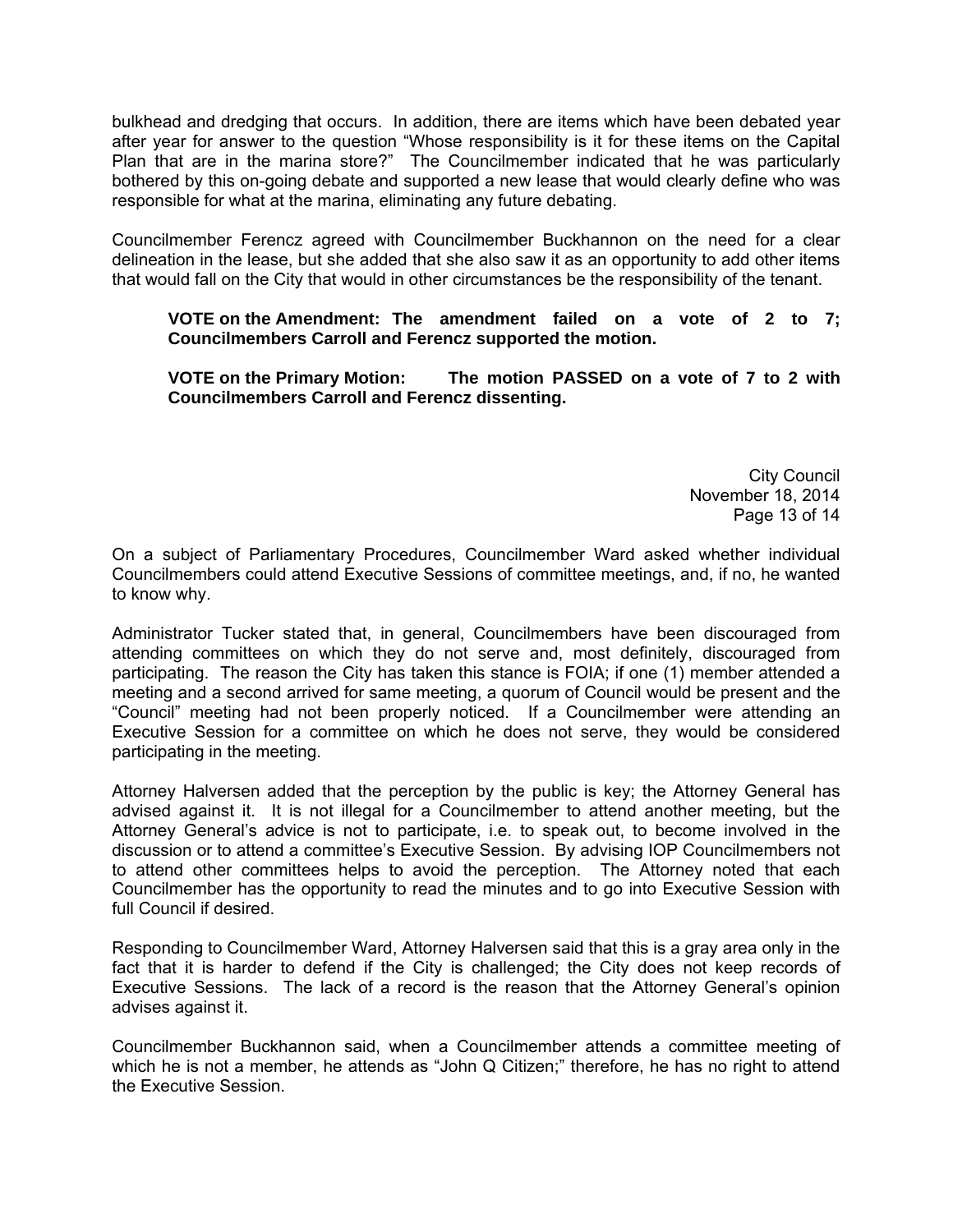bulkhead and dredging that occurs. In addition, there are items which have been debated year after year for answer to the question "Whose responsibility is it for these items on the Capital Plan that are in the marina store?" The Councilmember indicated that he was particularly bothered by this on-going debate and supported a new lease that would clearly define who was responsible for what at the marina, eliminating any future debating.

Councilmember Ferencz agreed with Councilmember Buckhannon on the need for a clear delineation in the lease, but she added that she also saw it as an opportunity to add other items that would fall on the City that would in other circumstances be the responsibility of the tenant.

> **VOTE on the Amendment: The amendment failed on a vote of 2 to 7; Councilmembers Carroll and Ferencz supported the motion.**
>
> **VOTE on the Primary Motion: The motion PASSED on a vote of 7 to 2 with Councilmembers Carroll and Ferencz dissenting.**

On a subject of Parliamentary Procedures, Councilmember Ward asked whether individual Councilmembers could attend Executive Sessions of committee meetings, and, if no, he wanted to know why.

Administrator Tucker stated that, in general, Councilmembers have been discouraged from attending committees on which they do not serve and, most definitely, discouraged from participating. The reason the City has taken this stance is FOIA; if one (1) member attended a meeting and a second arrived for same meeting, a quorum of Council would be present and the "Council" meeting had not been properly noticed. If a Councilmember were attending an Executive Session for a committee on which he does not serve, they would be considered participating in the meeting.

Attorney Halversen added that the perception by the public is key; the Attorney General has advised against it. It is not illegal for a Councilmember to attend another meeting, but the Attorney General's advice is not to participate, i.e. to speak out, to become involved in the discussion or to attend a committee's Executive Session. By advising IOP Councilmembers not to attend other committees helps to avoid the perception. The Attorney noted that each Councilmember has the opportunity to read the minutes and to go into Executive Session with full Council if desired.

Responding to Councilmember Ward, Attorney Halversen said that this is a gray area only in the fact that it is harder to defend if the City is challenged; the City does not keep records of Executive Sessions. The lack of a record is the reason that the Attorney General's opinion advises against it.

Councilmember Buckhannon said, when a Councilmember attends a committee meeting of which he is not a member, he attends as "John Q Citizen;" therefore, he has no right to attend the Executive Session.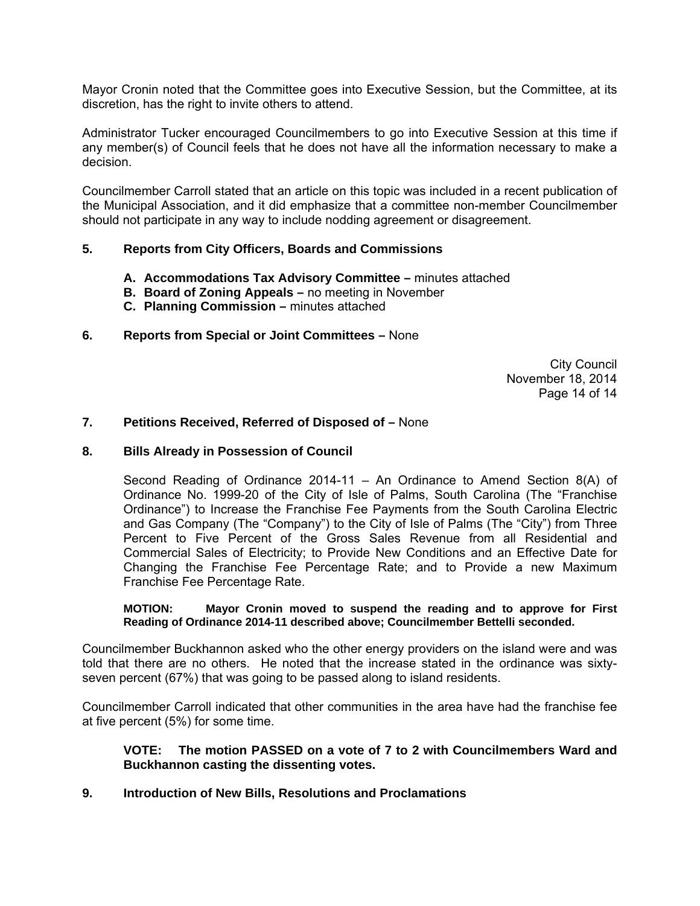Mayor Cronin noted that the Committee goes into Executive Session, but the Committee, at its discretion, has the right to invite others to attend.

Administrator Tucker encouraged Councilmembers to go into Executive Session at this time if any member(s) of Council feels that he does not have all the information necessary to make a decision.

Councilmember Carroll stated that an article on this topic was included in a recent publication of the Municipal Association, and it did emphasize that a committee non-member Councilmember should not participate in any way to include nodding agreement or disagreement.

**5. Reports from City Officers, Boards and Commissions**

- **A. Accommodations Tax Advisory Committee –** minutes attached
- **B. Board of Zoning Appeals –** no meeting in November
- **C. Planning Commission –** minutes attached

**6. Reports from Special or Joint Committees –** None

**7. Petitions Received, Referred of Disposed of –** None

**8. Bills Already in Possession of Council**

Second Reading of Ordinance 2014-11 – An Ordinance to Amend Section 8(A) of Ordinance No. 1999-20 of the City of Isle of Palms, South Carolina (The "Franchise Ordinance") to Increase the Franchise Fee Payments from the South Carolina Electric and Gas Company (The "Company") to the City of Isle of Palms (The "City") from Three Percent to Five Percent of the Gross Sales Revenue from all Residential and Commercial Sales of Electricity; to Provide New Conditions and an Effective Date for Changing the Franchise Fee Percentage Rate; and to Provide a new Maximum Franchise Fee Percentage Rate.

**MOTION: Mayor Cronin moved to suspend the reading and to approve for First Reading of Ordinance 2014-11 described above; Councilmember Bettelli seconded.**

Councilmember Buckhannon asked who the other energy providers on the island were and was told that there are no others. He noted that the increase stated in the ordinance was sixty-seven percent (67%) that was going to be passed along to island residents.

Councilmember Carroll indicated that other communities in the area have had the franchise fee at five percent (5%) for some time.

**VOTE: The motion PASSED on a vote of 7 to 2 with Councilmembers Ward and Buckhannon casting the dissenting votes.**

**9. Introduction of New Bills, Resolutions and Proclamations**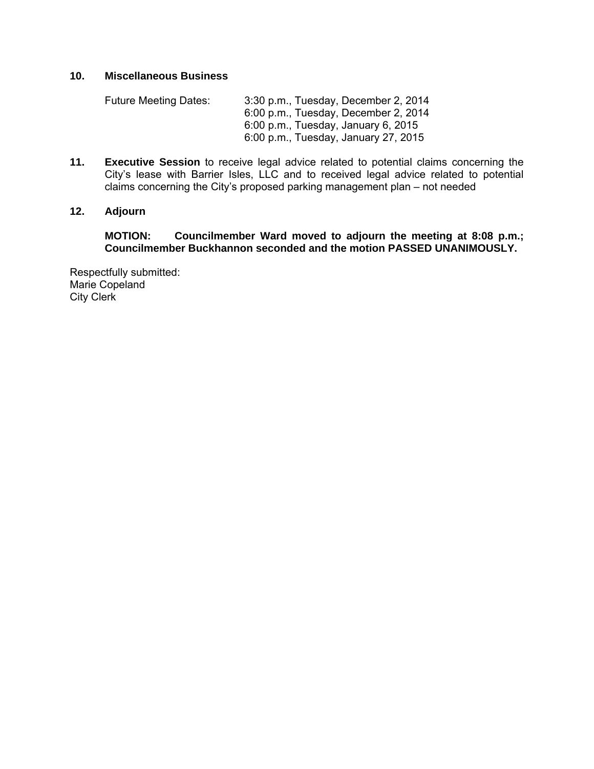**10. Miscellaneous Business**

Future Meeting Dates:
3:30 p.m., Tuesday, December 2, 2014
6:00 p.m., Tuesday, December 2, 2014
6:00 p.m., Tuesday, January 6, 2015
6:00 p.m., Tuesday, January 27, 2015

**11. Executive Session** to receive legal advice related to potential claims concerning the City's lease with Barrier Isles, LLC and to received legal advice related to potential claims concerning the City's proposed parking management plan – not needed

**12. Adjourn**

**MOTION: Councilmember Ward moved to adjourn the meeting at 8:08 p.m.; Councilmember Buckhannon seconded and the motion PASSED UNANIMOUSLY.**

Respectfully submitted:
Marie Copeland
City Clerk